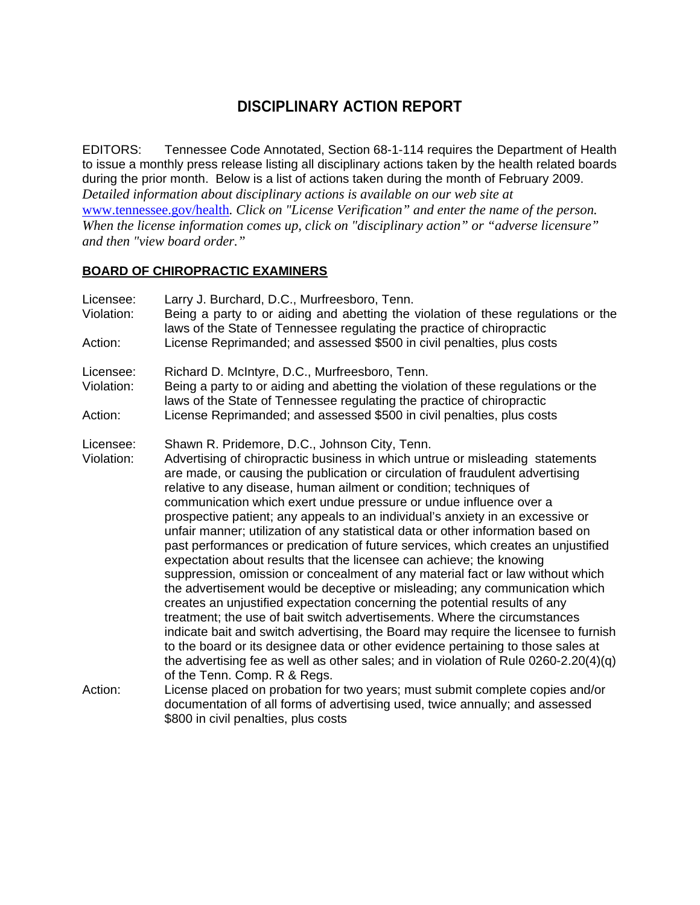# DISCIPLINARY ACTION REPORT

EDITORS: Tennessee Code Annotated, Section 68-1-114 requires the Department of Health to issue a monthly press release listing all disciplinary actions taken by the health related boards during the prior month. Below is a list of actions taken during the month of February 2009. *Detailed information about disciplinary actions is available on our web site at* [www.tennessee.gov/health](http://www.tennessee.gov/health)*. Click on "License Verification" and enter the name of the person. When the license information comes up, click on "disciplinary action" or "adverse licensure" and then "view board order."*

## **BOARD OF CHIROPRACTIC EXAMINERS**

Licensee: Larry J. Burchard, D.C., Murfreesboro, Tenn.
Violation: Being a party to or aiding and abetting the violation of these regulations or the laws of the State of Tennessee regulating the practice of chiropractic
Action: License Reprimanded; and assessed $500 in civil penalties, plus costs

Licensee: Richard D. McIntyre, D.C., Murfreesboro, Tenn.
Violation: Being a party to or aiding and abetting the violation of these regulations or the laws of the State of Tennessee regulating the practice of chiropractic
Action: License Reprimanded; and assessed $500 in civil penalties, plus costs

Licensee: Shawn R. Pridemore, D.C., Johnson City, Tenn.
Violation: Advertising of chiropractic business in which untrue or misleading statements are made, or causing the publication or circulation of fraudulent advertising relative to any disease, human ailment or condition; techniques of communication which exert undue pressure or undue influence over a prospective patient; any appeals to an individual's anxiety in an excessive or unfair manner; utilization of any statistical data or other information based on past performances or predication of future services, which creates an unjustified expectation about results that the licensee can achieve; the knowing suppression, omission or concealment of any material fact or law without which the advertisement would be deceptive or misleading; any communication which creates an unjustified expectation concerning the potential results of any treatment; the use of bait switch advertisements. Where the circumstances indicate bait and switch advertising, the Board may require the licensee to furnish to the board or its designee data or other evidence pertaining to those sales at the advertising fee as well as other sales; and in violation of Rule 0260-2.20(4)(q) of the Tenn. Comp. R & Regs.
Action: License placed on probation for two years; must submit complete copies and/or documentation of all forms of advertising used, twice annually; and assessed $800 in civil penalties, plus costs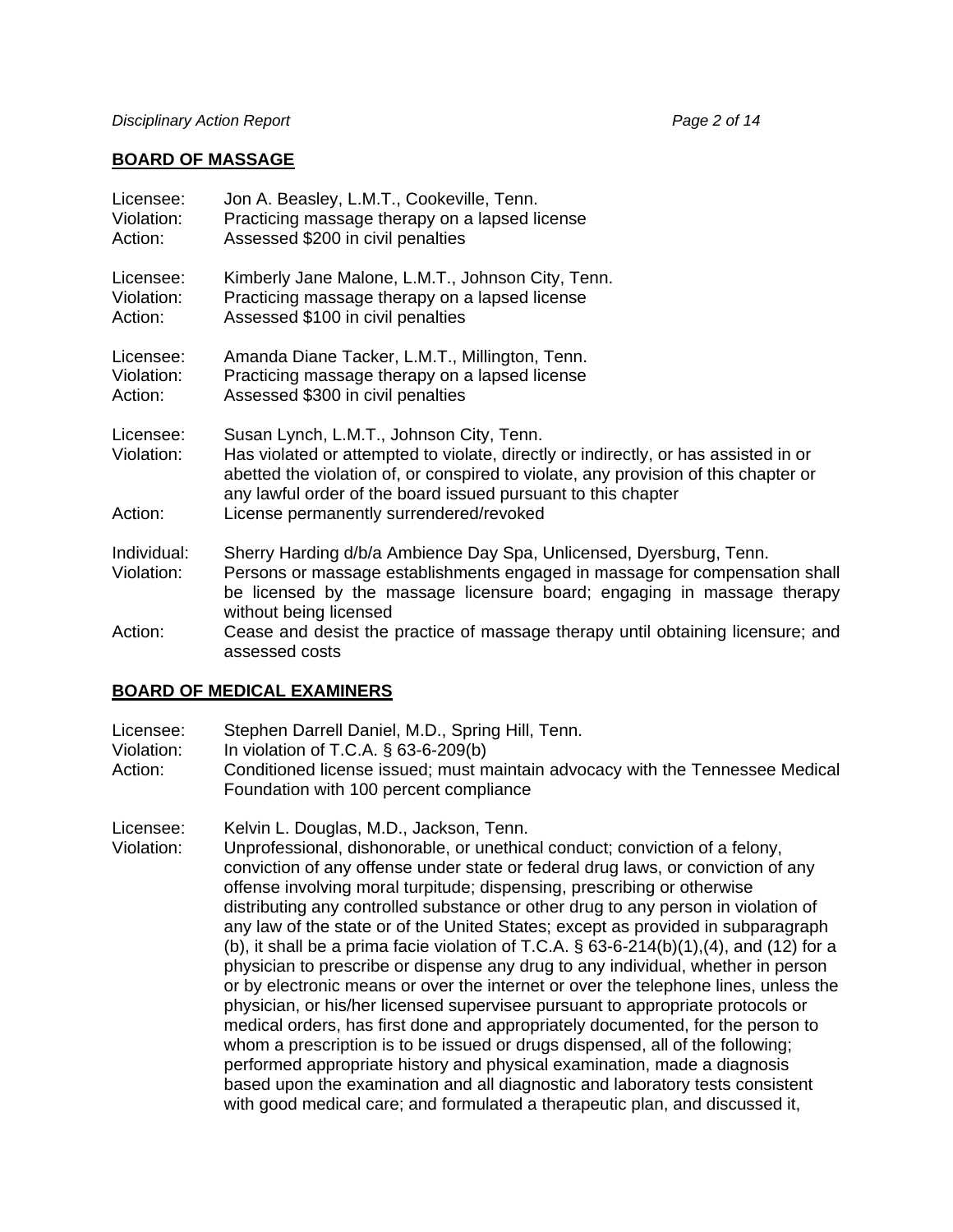## BOARD OF MASSAGE

Licensee: Jon A. Beasley, L.M.T., Cookeville, Tenn.
Violation: Practicing massage therapy on a lapsed license
Action: Assessed $200 in civil penalties

Licensee: Kimberly Jane Malone, L.M.T., Johnson City, Tenn.
Violation: Practicing massage therapy on a lapsed license
Action: Assessed $100 in civil penalties

Licensee: Amanda Diane Tacker, L.M.T., Millington, Tenn.
Violation: Practicing massage therapy on a lapsed license
Action: Assessed $300 in civil penalties

Licensee: Susan Lynch, L.M.T., Johnson City, Tenn.
Violation: Has violated or attempted to violate, directly or indirectly, or has assisted in or abetted the violation of, or conspired to violate, any provision of this chapter or any lawful order of the board issued pursuant to this chapter
Action: License permanently surrendered/revoked

Individual: Sherry Harding d/b/a Ambience Day Spa, Unlicensed, Dyersburg, Tenn.
Violation: Persons or massage establishments engaged in massage for compensation shall be licensed by the massage licensure board; engaging in massage therapy without being licensed
Action: Cease and desist the practice of massage therapy until obtaining licensure; and assessed costs

## BOARD OF MEDICAL EXAMINERS

Licensee: Stephen Darrell Daniel, M.D., Spring Hill, Tenn.
Violation: In violation of T.C.A. § 63-6-209(b)
Action: Conditioned license issued; must maintain advocacy with the Tennessee Medical Foundation with 100 percent compliance

Licensee: Kelvin L. Douglas, M.D., Jackson, Tenn.
Violation: Unprofessional, dishonorable, or unethical conduct; conviction of a felony, conviction of any offense under state or federal drug laws, or conviction of any offense involving moral turpitude; dispensing, prescribing or otherwise distributing any controlled substance or other drug to any person in violation of any law of the state or of the United States; except as provided in subparagraph (b), it shall be a prima facie violation of T.C.A. § 63-6-214(b)(1),(4), and (12) for a physician to prescribe or dispense any drug to any individual, whether in person or by electronic means or over the internet or over the telephone lines, unless the physician, or his/her licensed supervisee pursuant to appropriate protocols or medical orders, has first done and appropriately documented, for the person to whom a prescription is to be issued or drugs dispensed, all of the following; performed appropriate history and physical examination, made a diagnosis based upon the examination and all diagnostic and laboratory tests consistent with good medical care; and formulated a therapeutic plan, and discussed it,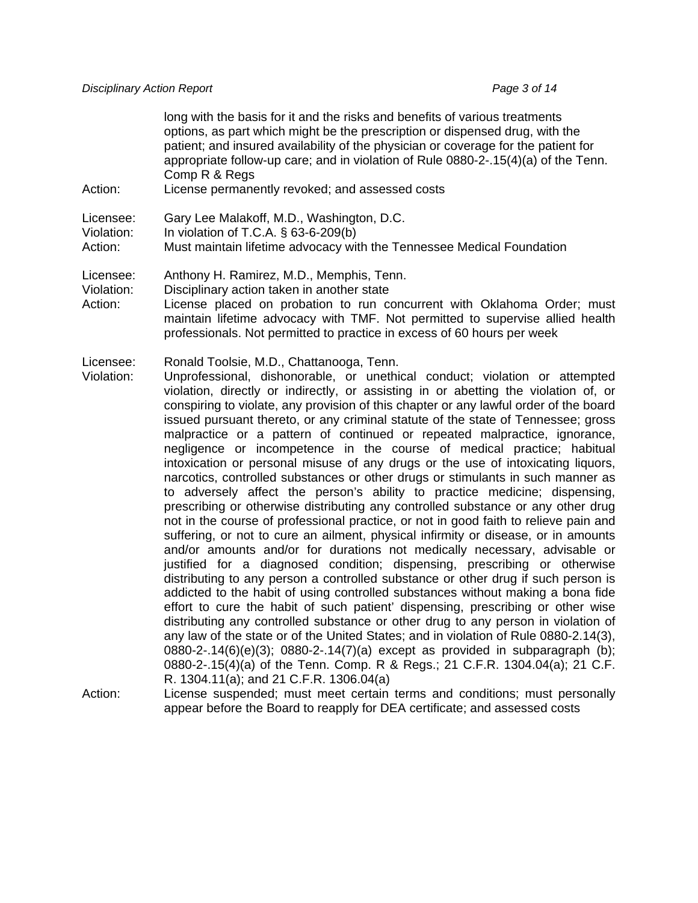long with the basis for it and the risks and benefits of various treatments options, as part which might be the prescription or dispensed drug, with the patient; and insured availability of the physician or coverage for the patient for appropriate follow-up care; and in violation of Rule 0880-2-.15(4)(a) of the Tenn. Comp R & Regs

Action: License permanently revoked; and assessed costs

Licensee: Gary Lee Malakoff, M.D., Washington, D.C.
Violation: In violation of T.C.A. § 63-6-209(b)
Action: Must maintain lifetime advocacy with the Tennessee Medical Foundation

Licensee: Anthony H. Ramirez, M.D., Memphis, Tenn.
Violation: Disciplinary action taken in another state
Action: License placed on probation to run concurrent with Oklahoma Order; must maintain lifetime advocacy with TMF. Not permitted to supervise allied health professionals. Not permitted to practice in excess of 60 hours per week

Licensee: Ronald Toolsie, M.D., Chattanooga, Tenn.
Violation: Unprofessional, dishonorable, or unethical conduct; violation or attempted violation, directly or indirectly, or assisting in or abetting the violation of, or conspiring to violate, any provision of this chapter or any lawful order of the board issued pursuant thereto, or any criminal statute of the state of Tennessee; gross malpractice or a pattern of continued or repeated malpractice, ignorance, negligence or incompetence in the course of medical practice; habitual intoxication or personal misuse of any drugs or the use of intoxicating liquors, narcotics, controlled substances or other drugs or stimulants in such manner as to adversely affect the person's ability to practice medicine; dispensing, prescribing or otherwise distributing any controlled substance or any other drug not in the course of professional practice, or not in good faith to relieve pain and suffering, or not to cure an ailment, physical infirmity or disease, or in amounts and/or amounts and/or for durations not medically necessary, advisable or justified for a diagnosed condition; dispensing, prescribing or otherwise distributing to any person a controlled substance or other drug if such person is addicted to the habit of using controlled substances without making a bona fide effort to cure the habit of such patient' dispensing, prescribing or other wise distributing any controlled substance or other drug to any person in violation of any law of the state or of the United States; and in violation of Rule 0880-2.14(3), 0880-2-.14(6)(e)(3); 0880-2-.14(7)(a) except as provided in subparagraph (b); 0880-2-.15(4)(a) of the Tenn. Comp. R & Regs.; 21 C.F.R. 1304.04(a); 21 C.F. R. 1304.11(a); and 21 C.F.R. 1306.04(a)
Action: License suspended; must meet certain terms and conditions; must personally appear before the Board to reapply for DEA certificate; and assessed costs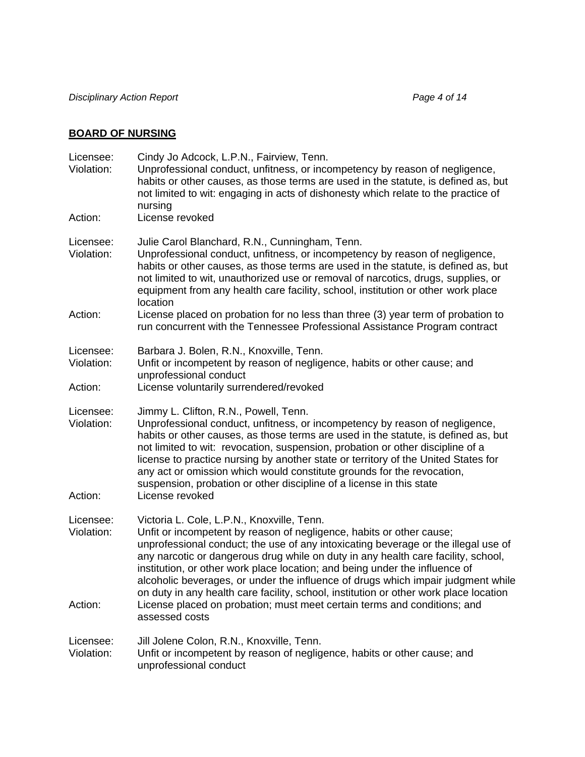## BOARD OF NURSING

Licensee: Cindy Jo Adcock, L.P.N., Fairview, Tenn.
Violation: Unprofessional conduct, unfitness, or incompetency by reason of negligence, habits or other causes, as those terms are used in the statute, is defined as, but not limited to wit: engaging in acts of dishonesty which relate to the practice of nursing
Action: License revoked

Licensee: Julie Carol Blanchard, R.N., Cunningham, Tenn.
Violation: Unprofessional conduct, unfitness, or incompetency by reason of negligence, habits or other causes, as those terms are used in the statute, is defined as, but not limited to wit, unauthorized use or removal of narcotics, drugs, supplies, or equipment from any health care facility, school, institution or other work place location
Action: License placed on probation for no less than three (3) year term of probation to run concurrent with the Tennessee Professional Assistance Program contract

Licensee: Barbara J. Bolen, R.N., Knoxville, Tenn.
Violation: Unfit or incompetent by reason of negligence, habits or other cause; and unprofessional conduct
Action: License voluntarily surrendered/revoked

Licensee: Jimmy L. Clifton, R.N., Powell, Tenn.
Violation: Unprofessional conduct, unfitness, or incompetency by reason of negligence, habits or other causes, as those terms are used in the statute, is defined as, but not limited to wit: revocation, suspension, probation or other discipline of a license to practice nursing by another state or territory of the United States for any act or omission which would constitute grounds for the revocation, suspension, probation or other discipline of a license in this state
Action: License revoked

Licensee: Victoria L. Cole, L.P.N., Knoxville, Tenn.
Violation: Unfit or incompetent by reason of negligence, habits or other cause; unprofessional conduct; the use of any intoxicating beverage or the illegal use of any narcotic or dangerous drug while on duty in any health care facility, school, institution, or other work place location; and being under the influence of alcoholic beverages, or under the influence of drugs which impair judgment while on duty in any health care facility, school, institution or other work place location
Action: License placed on probation; must meet certain terms and conditions; and assessed costs

Licensee: Jill Jolene Colon, R.N., Knoxville, Tenn.
Violation: Unfit or incompetent by reason of negligence, habits or other cause; and unprofessional conduct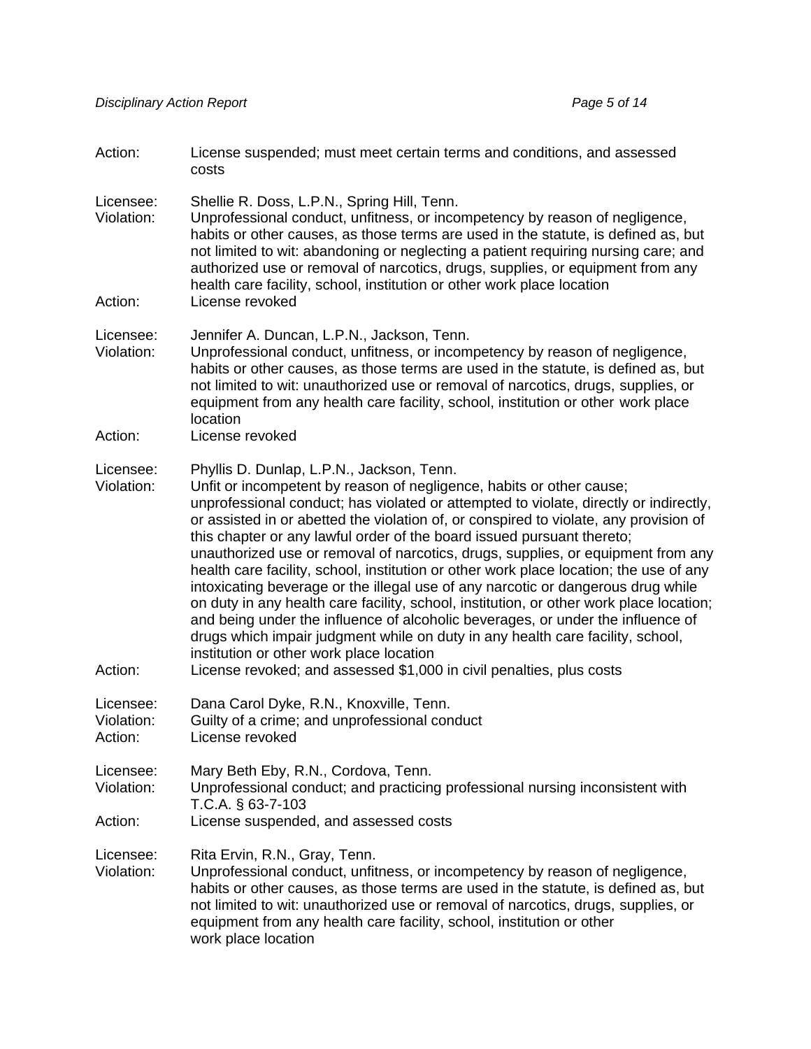Action: License suspended; must meet certain terms and conditions, and assessed costs

Licensee: Shellie R. Doss, L.P.N., Spring Hill, Tenn.
Violation: Unprofessional conduct, unfitness, or incompetency by reason of negligence, habits or other causes, as those terms are used in the statute, is defined as, but not limited to wit: abandoning or neglecting a patient requiring nursing care; and authorized use or removal of narcotics, drugs, supplies, or equipment from any health care facility, school, institution or other work place location
Action: License revoked

Licensee: Jennifer A. Duncan, L.P.N., Jackson, Tenn.
Violation: Unprofessional conduct, unfitness, or incompetency by reason of negligence, habits or other causes, as those terms are used in the statute, is defined as, but not limited to wit: unauthorized use or removal of narcotics, drugs, supplies, or equipment from any health care facility, school, institution or other work place location
Action: License revoked

Licensee: Phyllis D. Dunlap, L.P.N., Jackson, Tenn.
Violation: Unfit or incompetent by reason of negligence, habits or other cause; unprofessional conduct; has violated or attempted to violate, directly or indirectly, or assisted in or abetted the violation of, or conspired to violate, any provision of this chapter or any lawful order of the board issued pursuant thereto; unauthorized use or removal of narcotics, drugs, supplies, or equipment from any health care facility, school, institution or other work place location; the use of any intoxicating beverage or the illegal use of any narcotic or dangerous drug while on duty in any health care facility, school, institution, or other work place location; and being under the influence of alcoholic beverages, or under the influence of drugs which impair judgment while on duty in any health care facility, school, institution or other work place location
Action: License revoked; and assessed $1,000 in civil penalties, plus costs

Licensee: Dana Carol Dyke, R.N., Knoxville, Tenn.
Violation: Guilty of a crime; and unprofessional conduct
Action: License revoked

Licensee: Mary Beth Eby, R.N., Cordova, Tenn.
Violation: Unprofessional conduct; and practicing professional nursing inconsistent with T.C.A. § 63-7-103
Action: License suspended, and assessed costs

Licensee: Rita Ervin, R.N., Gray, Tenn.
Violation: Unprofessional conduct, unfitness, or incompetency by reason of negligence, habits or other causes, as those terms are used in the statute, is defined as, but not limited to wit: unauthorized use or removal of narcotics, drugs, supplies, or equipment from any health care facility, school, institution or other work place location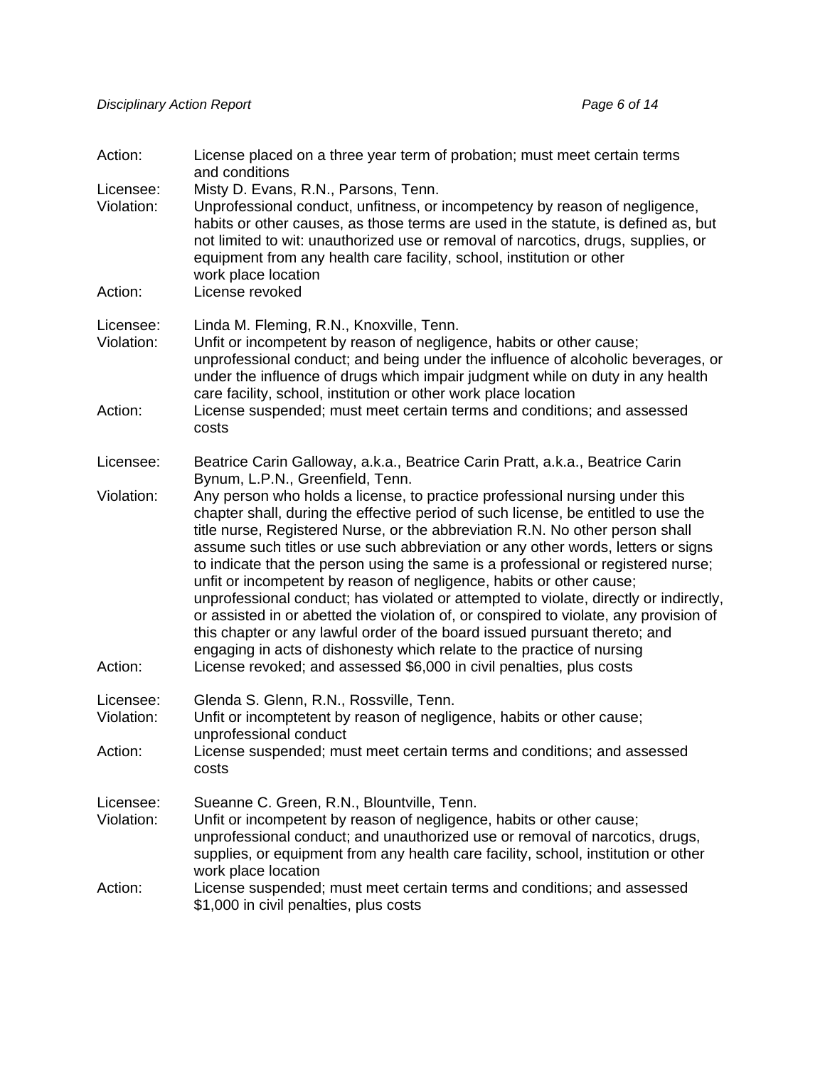Action: License placed on a three year term of probation; must meet certain terms and conditions

Licensee: Misty D. Evans, R.N., Parsons, Tenn.
Violation: Unprofessional conduct, unfitness, or incompetency by reason of negligence, habits or other causes, as those terms are used in the statute, is defined as, but not limited to wit: unauthorized use or removal of narcotics, drugs, supplies, or equipment from any health care facility, school, institution or other work place location
Action: License revoked

Licensee: Linda M. Fleming, R.N., Knoxville, Tenn.
Violation: Unfit or incompetent by reason of negligence, habits or other cause; unprofessional conduct; and being under the influence of alcoholic beverages, or under the influence of drugs which impair judgment while on duty in any health care facility, school, institution or other work place location
Action: License suspended; must meet certain terms and conditions; and assessed costs

Licensee: Beatrice Carin Galloway, a.k.a., Beatrice Carin Pratt, a.k.a., Beatrice Carin Bynum, L.P.N., Greenfield, Tenn.
Violation: Any person who holds a license, to practice professional nursing under this chapter shall, during the effective period of such license, be entitled to use the title nurse, Registered Nurse, or the abbreviation R.N. No other person shall assume such titles or use such abbreviation or any other words, letters or signs to indicate that the person using the same is a professional or registered nurse; unfit or incompetent by reason of negligence, habits or other cause; unprofessional conduct; has violated or attempted to violate, directly or indirectly, or assisted in or abetted the violation of, or conspired to violate, any provision of this chapter or any lawful order of the board issued pursuant thereto; and engaging in acts of dishonesty which relate to the practice of nursing
Action: License revoked; and assessed $6,000 in civil penalties, plus costs

Licensee: Glenda S. Glenn, R.N., Rossville, Tenn.
Violation: Unfit or incomptetent by reason of negligence, habits or other cause; unprofessional conduct
Action: License suspended; must meet certain terms and conditions; and assessed costs

Licensee: Sueanne C. Green, R.N., Blountville, Tenn.
Violation: Unfit or incompetent by reason of negligence, habits or other cause; unprofessional conduct; and unauthorized use or removal of narcotics, drugs, supplies, or equipment from any health care facility, school, institution or other work place location
Action: License suspended; must meet certain terms and conditions; and assessed $1,000 in civil penalties, plus costs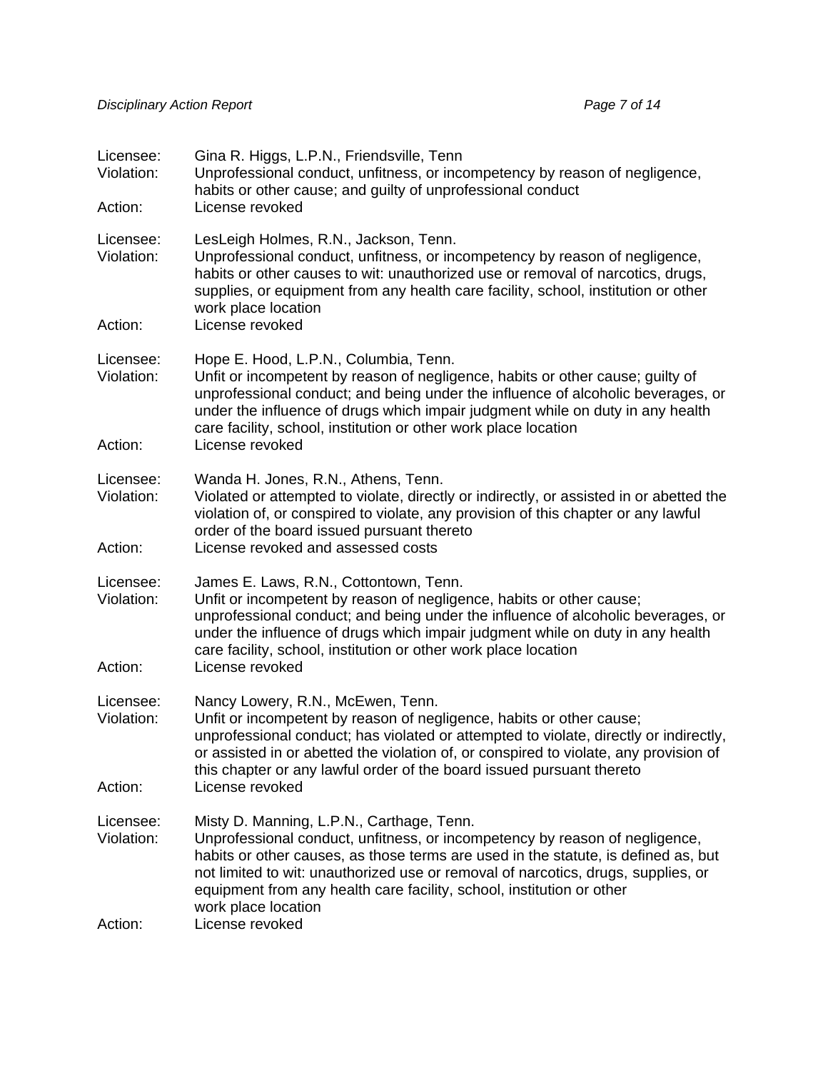Licensee: Gina R. Higgs, L.P.N., Friendsville, Tenn
Violation: Unprofessional conduct, unfitness, or incompetency by reason of negligence, habits or other cause; and guilty of unprofessional conduct
Action: License revoked

Licensee: LesLeigh Holmes, R.N., Jackson, Tenn.
Violation: Unprofessional conduct, unfitness, or incompetency by reason of negligence, habits or other causes to wit: unauthorized use or removal of narcotics, drugs, supplies, or equipment from any health care facility, school, institution or other work place location
Action: License revoked

Licensee: Hope E. Hood, L.P.N., Columbia, Tenn.
Violation: Unfit or incompetent by reason of negligence, habits or other cause; guilty of unprofessional conduct; and being under the influence of alcoholic beverages, or under the influence of drugs which impair judgment while on duty in any health care facility, school, institution or other work place location
Action: License revoked

Licensee: Wanda H. Jones, R.N., Athens, Tenn.
Violation: Violated or attempted to violate, directly or indirectly, or assisted in or abetted the violation of, or conspired to violate, any provision of this chapter or any lawful order of the board issued pursuant thereto
Action: License revoked and assessed costs

Licensee: James E. Laws, R.N., Cottontown, Tenn.
Violation: Unfit or incompetent by reason of negligence, habits or other cause; unprofessional conduct; and being under the influence of alcoholic beverages, or under the influence of drugs which impair judgment while on duty in any health care facility, school, institution or other work place location
Action: License revoked

Licensee: Nancy Lowery, R.N., McEwen, Tenn.
Violation: Unfit or incompetent by reason of negligence, habits or other cause; unprofessional conduct; has violated or attempted to violate, directly or indirectly, or assisted in or abetted the violation of, or conspired to violate, any provision of this chapter or any lawful order of the board issued pursuant thereto
Action: License revoked

Licensee: Misty D. Manning, L.P.N., Carthage, Tenn.
Violation: Unprofessional conduct, unfitness, or incompetency by reason of negligence, habits or other causes, as those terms are used in the statute, is defined as, but not limited to wit: unauthorized use or removal of narcotics, drugs, supplies, or equipment from any health care facility, school, institution or other work place location
Action: License revoked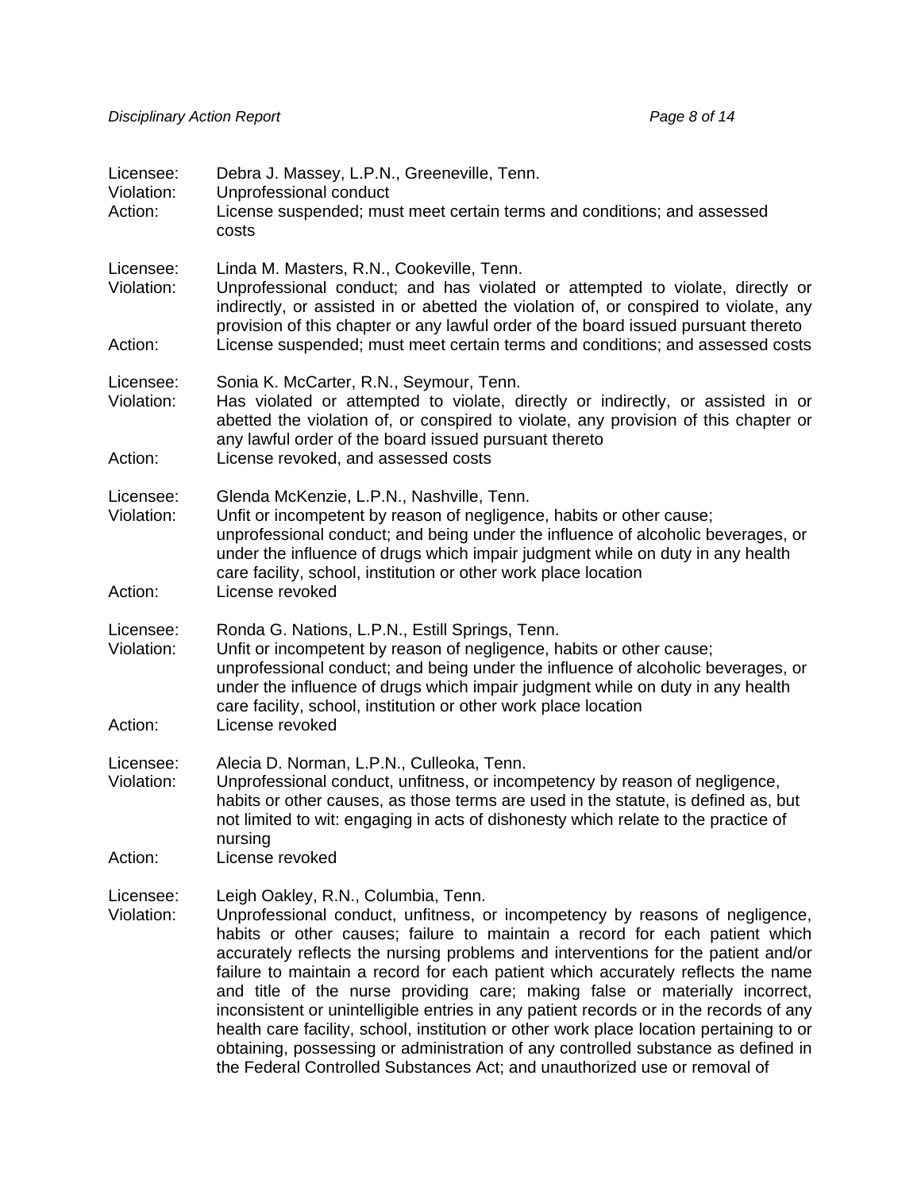Licensee: Debra J. Massey, L.P.N., Greeneville, Tenn.
Violation: Unprofessional conduct
Action: License suspended; must meet certain terms and conditions; and assessed costs

Licensee: Linda M. Masters, R.N., Cookeville, Tenn.
Violation: Unprofessional conduct; and has violated or attempted to violate, directly or indirectly, or assisted in or abetted the violation of, or conspired to violate, any provision of this chapter or any lawful order of the board issued pursuant thereto
Action: License suspended; must meet certain terms and conditions; and assessed costs

Licensee: Sonia K. McCarter, R.N., Seymour, Tenn.
Violation: Has violated or attempted to violate, directly or indirectly, or assisted in or abetted the violation of, or conspired to violate, any provision of this chapter or any lawful order of the board issued pursuant thereto
Action: License revoked, and assessed costs

Licensee: Glenda McKenzie, L.P.N., Nashville, Tenn.
Violation: Unfit or incompetent by reason of negligence, habits or other cause; unprofessional conduct; and being under the influence of alcoholic beverages, or under the influence of drugs which impair judgment while on duty in any health care facility, school, institution or other work place location
Action: License revoked

Licensee: Ronda G. Nations, L.P.N., Estill Springs, Tenn.
Violation: Unfit or incompetent by reason of negligence, habits or other cause; unprofessional conduct; and being under the influence of alcoholic beverages, or under the influence of drugs which impair judgment while on duty in any health care facility, school, institution or other work place location
Action: License revoked

Licensee: Alecia D. Norman, L.P.N., Culleoka, Tenn.
Violation: Unprofessional conduct, unfitness, or incompetency by reason of negligence, habits or other causes, as those terms are used in the statute, is defined as, but not limited to wit: engaging in acts of dishonesty which relate to the practice of nursing
Action: License revoked

Licensee: Leigh Oakley, R.N., Columbia, Tenn.
Violation: Unprofessional conduct, unfitness, or incompetency by reasons of negligence, habits or other causes; failure to maintain a record for each patient which accurately reflects the nursing problems and interventions for the patient and/or failure to maintain a record for each patient which accurately reflects the name and title of the nurse providing care; making false or materially incorrect, inconsistent or unintelligible entries in any patient records or in the records of any health care facility, school, institution or other work place location pertaining to or obtaining, possessing or administration of any controlled substance as defined in the Federal Controlled Substances Act; and unauthorized use or removal of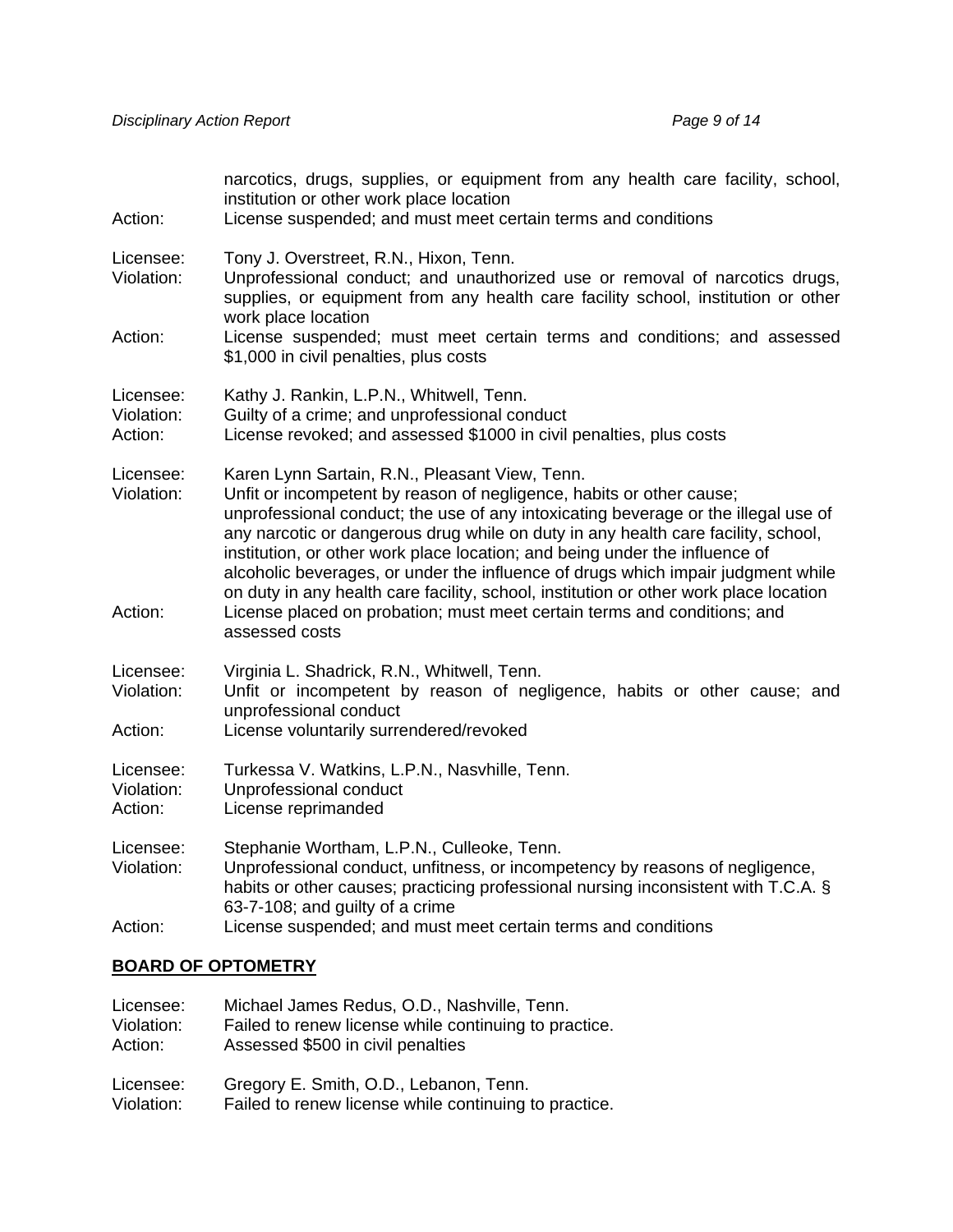narcotics, drugs, supplies, or equipment from any health care facility, school, institution or other work place location
Action: License suspended; and must meet certain terms and conditions

Licensee: Tony J. Overstreet, R.N., Hixon, Tenn.
Violation: Unprofessional conduct; and unauthorized use or removal of narcotics drugs, supplies, or equipment from any health care facility school, institution or other work place location
Action: License suspended; must meet certain terms and conditions; and assessed $1,000 in civil penalties, plus costs

Licensee: Kathy J. Rankin, L.P.N., Whitwell, Tenn.
Violation: Guilty of a crime; and unprofessional conduct
Action: License revoked; and assessed $1000 in civil penalties, plus costs

Licensee: Karen Lynn Sartain, R.N., Pleasant View, Tenn.
Violation: Unfit or incompetent by reason of negligence, habits or other cause; unprofessional conduct; the use of any intoxicating beverage or the illegal use of any narcotic or dangerous drug while on duty in any health care facility, school, institution, or other work place location; and being under the influence of alcoholic beverages, or under the influence of drugs which impair judgment while on duty in any health care facility, school, institution or other work place location
Action: License placed on probation; must meet certain terms and conditions; and assessed costs

Licensee: Virginia L. Shadrick, R.N., Whitwell, Tenn.
Violation: Unfit or incompetent by reason of negligence, habits or other cause; and unprofessional conduct
Action: License voluntarily surrendered/revoked

Licensee: Turkessa V. Watkins, L.P.N., Nasvhille, Tenn.
Violation: Unprofessional conduct
Action: License reprimanded

Licensee: Stephanie Wortham, L.P.N., Culleoke, Tenn.
Violation: Unprofessional conduct, unfitness, or incompetency by reasons of negligence, habits or other causes; practicing professional nursing inconsistent with T.C.A. § 63-7-108; and guilty of a crime
Action: License suspended; and must meet certain terms and conditions

## BOARD OF OPTOMETRY

Licensee: Michael James Redus, O.D., Nashville, Tenn.
Violation: Failed to renew license while continuing to practice.
Action: Assessed $500 in civil penalties

Licensee: Gregory E. Smith, O.D., Lebanon, Tenn.
Violation: Failed to renew license while continuing to practice.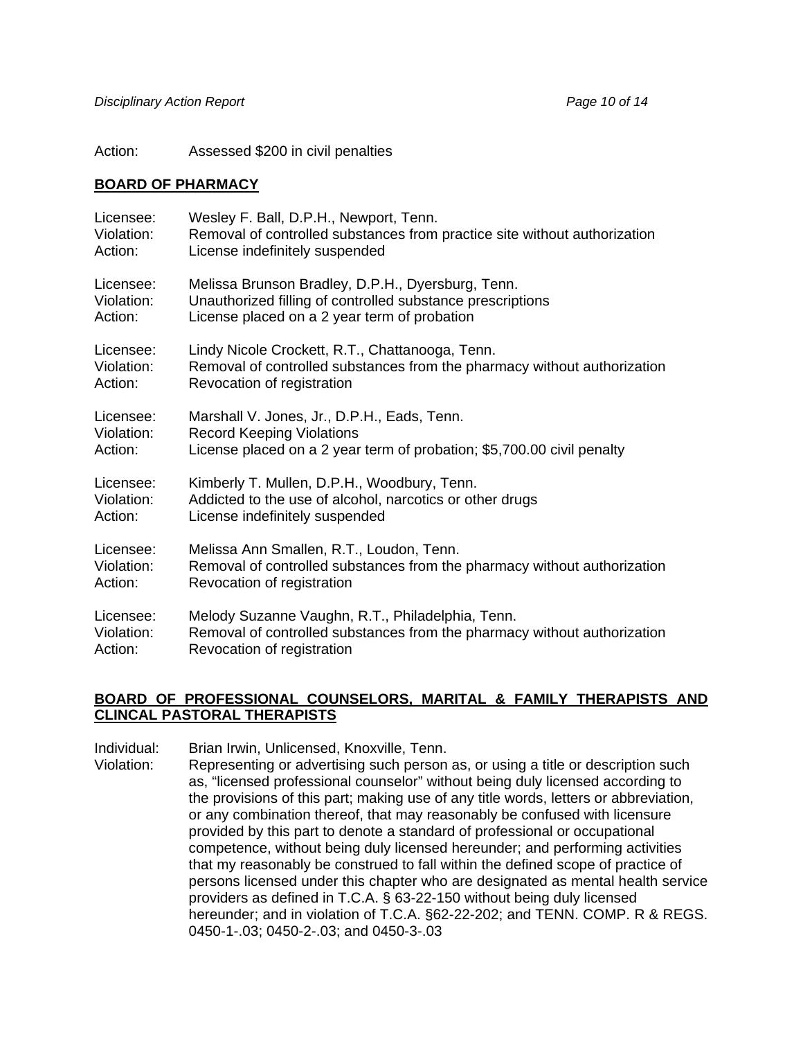Action: Assessed $200 in civil penalties

**BOARD OF PHARMACY**

Licensee: Wesley F. Ball, D.P.H., Newport, Tenn.
Violation: Removal of controlled substances from practice site without authorization
Action: License indefinitely suspended

Licensee: Melissa Brunson Bradley, D.P.H., Dyersburg, Tenn.
Violation: Unauthorized filling of controlled substance prescriptions
Action: License placed on a 2 year term of probation

Licensee: Lindy Nicole Crockett, R.T., Chattanooga, Tenn.
Violation: Removal of controlled substances from the pharmacy without authorization
Action: Revocation of registration

Licensee: Marshall V. Jones, Jr., D.P.H., Eads, Tenn.
Violation: Record Keeping Violations
Action: License placed on a 2 year term of probation; $5,700.00 civil penalty

Licensee: Kimberly T. Mullen, D.P.H., Woodbury, Tenn.
Violation: Addicted to the use of alcohol, narcotics or other drugs
Action: License indefinitely suspended

Licensee: Melissa Ann Smallen, R.T., Loudon, Tenn.
Violation: Removal of controlled substances from the pharmacy without authorization
Action: Revocation of registration

Licensee: Melody Suzanne Vaughn, R.T., Philadelphia, Tenn.
Violation: Removal of controlled substances from the pharmacy without authorization
Action: Revocation of registration

**BOARD OF PROFESSIONAL COUNSELORS, MARITAL & FAMILY THERAPISTS AND CLINCAL PASTORAL THERAPISTS**

Individual: Brian Irwin, Unlicensed, Knoxville, Tenn.
Violation: Representing or advertising such person as, or using a title or description such as, "licensed professional counselor" without being duly licensed according to the provisions of this part; making use of any title words, letters or abbreviation, or any combination thereof, that may reasonably be confused with licensure provided by this part to denote a standard of professional or occupational competence, without being duly licensed hereunder; and performing activities that my reasonably be construed to fall within the defined scope of practice of persons licensed under this chapter who are designated as mental health service providers as defined in T.C.A. § 63-22-150 without being duly licensed hereunder; and in violation of T.C.A. §62-22-202; and TENN. COMP. R & REGS. 0450-1-.03; 0450-2-.03; and 0450-3-.03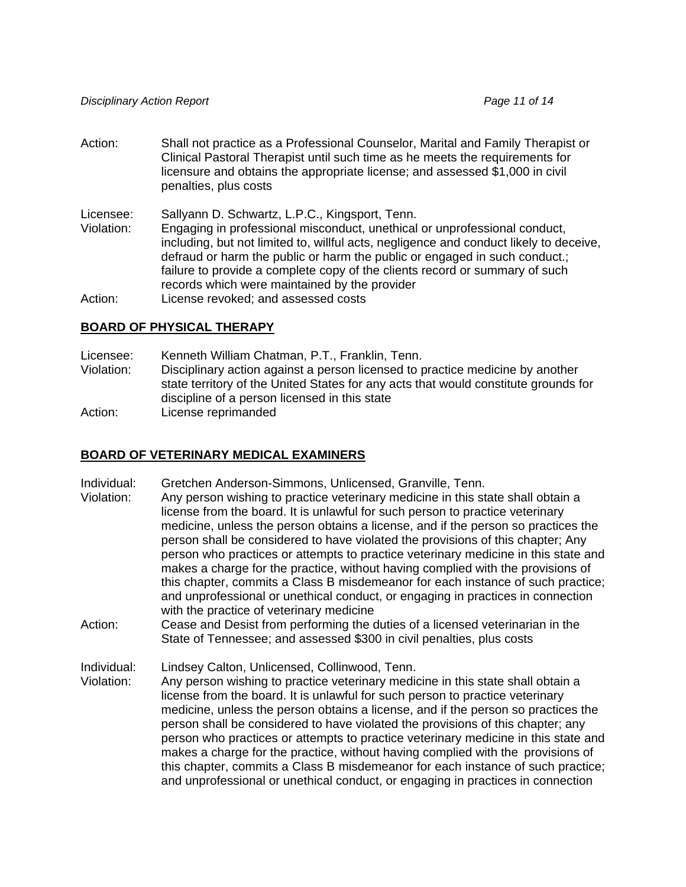Action: Shall not practice as a Professional Counselor, Marital and Family Therapist or Clinical Pastoral Therapist until such time as he meets the requirements for licensure and obtains the appropriate license; and assessed $1,000 in civil penalties, plus costs

Licensee: Sallyann D. Schwartz, L.P.C., Kingsport, Tenn.
Violation: Engaging in professional misconduct, unethical or unprofessional conduct, including, but not limited to, willful acts, negligence and conduct likely to deceive, defraud or harm the public or harm the public or engaged in such conduct.; failure to provide a complete copy of the clients record or summary of such records which were maintained by the provider
Action: License revoked; and assessed costs

## BOARD OF PHYSICAL THERAPY

Licensee: Kenneth William Chatman, P.T., Franklin, Tenn.
Violation: Disciplinary action against a person licensed to practice medicine by another state territory of the United States for any acts that would constitute grounds for discipline of a person licensed in this state
Action: License reprimanded

## BOARD OF VETERINARY MEDICAL EXAMINERS

Individual: Gretchen Anderson-Simmons, Unlicensed, Granville, Tenn.
Violation: Any person wishing to practice veterinary medicine in this state shall obtain a license from the board. It is unlawful for such person to practice veterinary medicine, unless the person obtains a license, and if the person so practices the person shall be considered to have violated the provisions of this chapter; Any person who practices or attempts to practice veterinary medicine in this state and makes a charge for the practice, without having complied with the provisions of this chapter, commits a Class B misdemeanor for each instance of such practice; and unprofessional or unethical conduct, or engaging in practices in connection with the practice of veterinary medicine
Action: Cease and Desist from performing the duties of a licensed veterinarian in the State of Tennessee; and assessed $300 in civil penalties, plus costs

Individual: Lindsey Calton, Unlicensed, Collinwood, Tenn.
Violation: Any person wishing to practice veterinary medicine in this state shall obtain a license from the board. It is unlawful for such person to practice veterinary medicine, unless the person obtains a license, and if the person so practices the person shall be considered to have violated the provisions of this chapter; any person who practices or attempts to practice veterinary medicine in this state and makes a charge for the practice, without having complied with the provisions of this chapter, commits a Class B misdemeanor for each instance of such practice; and unprofessional or unethical conduct, or engaging in practices in connection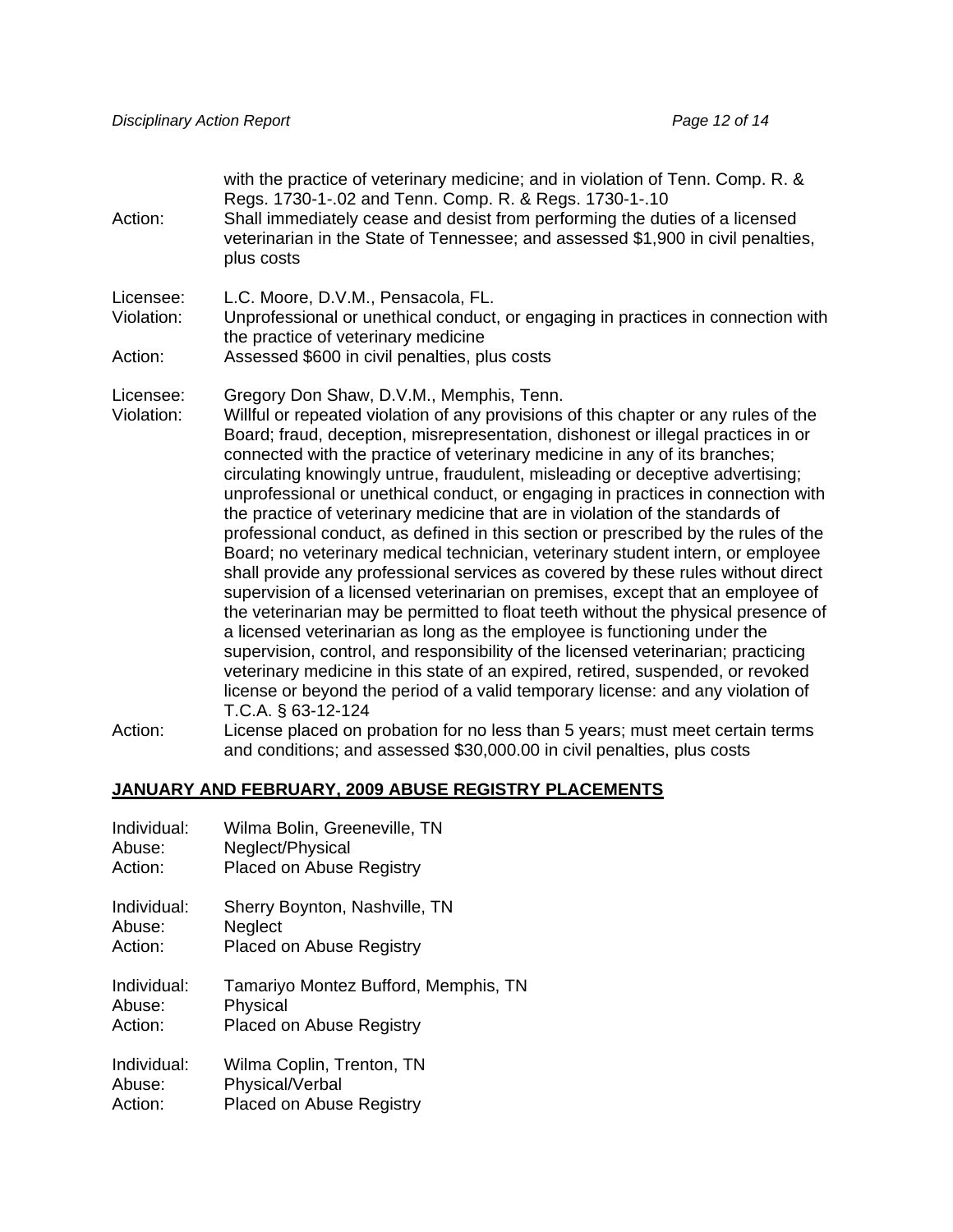with the practice of veterinary medicine; and in violation of Tenn. Comp. R. & Regs. 1730-1-.02 and Tenn. Comp. R. & Regs. 1730-1-.10

Action: Shall immediately cease and desist from performing the duties of a licensed veterinarian in the State of Tennessee; and assessed $1,900 in civil penalties, plus costs

Licensee: L.C. Moore, D.V.M., Pensacola, FL.
Violation: Unprofessional or unethical conduct, or engaging in practices in connection with the practice of veterinary medicine
Action: Assessed $600 in civil penalties, plus costs

Licensee: Gregory Don Shaw, D.V.M., Memphis, Tenn.
Violation: Willful or repeated violation of any provisions of this chapter or any rules of the Board; fraud, deception, misrepresentation, dishonest or illegal practices in or connected with the practice of veterinary medicine in any of its branches; circulating knowingly untrue, fraudulent, misleading or deceptive advertising; unprofessional or unethical conduct, or engaging in practices in connection with the practice of veterinary medicine that are in violation of the standards of professional conduct, as defined in this section or prescribed by the rules of the Board; no veterinary medical technician, veterinary student intern, or employee shall provide any professional services as covered by these rules without direct supervision of a licensed veterinarian on premises, except that an employee of the veterinarian may be permitted to float teeth without the physical presence of a licensed veterinarian as long as the employee is functioning under the supervision, control, and responsibility of the licensed veterinarian; practicing veterinary medicine in this state of an expired, retired, suspended, or revoked license or beyond the period of a valid temporary license: and any violation of T.C.A. § 63-12-124
Action: License placed on probation for no less than 5 years; must meet certain terms and conditions; and assessed $30,000.00 in civil penalties, plus costs

## JANUARY AND FEBRUARY, 2009 ABUSE REGISTRY PLACEMENTS

Individual: Wilma Bolin, Greeneville, TN
Abuse: Neglect/Physical
Action: Placed on Abuse Registry

Individual: Sherry Boynton, Nashville, TN
Abuse: Neglect
Action: Placed on Abuse Registry

Individual: Tamariyo Montez Bufford, Memphis, TN
Abuse: Physical
Action: Placed on Abuse Registry

Individual: Wilma Coplin, Trenton, TN
Abuse: Physical/Verbal
Action: Placed on Abuse Registry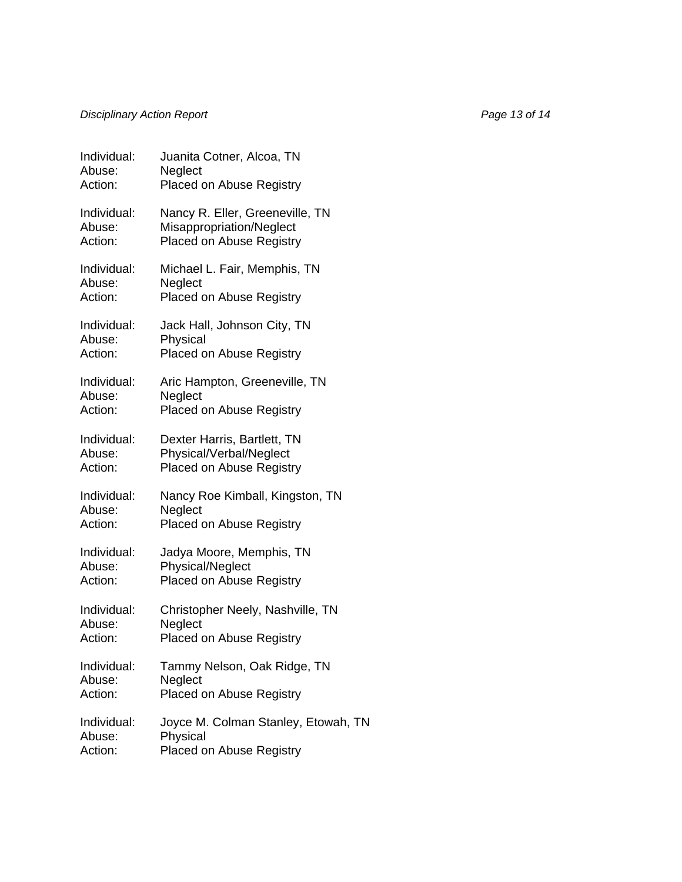Individual: Juanita Cotner, Alcoa, TN
Abuse: Neglect
Action: Placed on Abuse Registry

Individual: Nancy R. Eller, Greeneville, TN
Abuse: Misappropriation/Neglect
Action: Placed on Abuse Registry

Individual: Michael L. Fair, Memphis, TN
Abuse: Neglect
Action: Placed on Abuse Registry

Individual: Jack Hall, Johnson City, TN
Abuse: Physical
Action: Placed on Abuse Registry

Individual: Aric Hampton, Greeneville, TN
Abuse: Neglect
Action: Placed on Abuse Registry

Individual: Dexter Harris, Bartlett, TN
Abuse: Physical/Verbal/Neglect
Action: Placed on Abuse Registry

Individual: Nancy Roe Kimball, Kingston, TN
Abuse: Neglect
Action: Placed on Abuse Registry

Individual: Jadya Moore, Memphis, TN
Abuse: Physical/Neglect
Action: Placed on Abuse Registry

Individual: Christopher Neely, Nashville, TN
Abuse: Neglect
Action: Placed on Abuse Registry

Individual: Tammy Nelson, Oak Ridge, TN
Abuse: Neglect
Action: Placed on Abuse Registry

Individual: Joyce M. Colman Stanley, Etowah, TN
Abuse: Physical
Action: Placed on Abuse Registry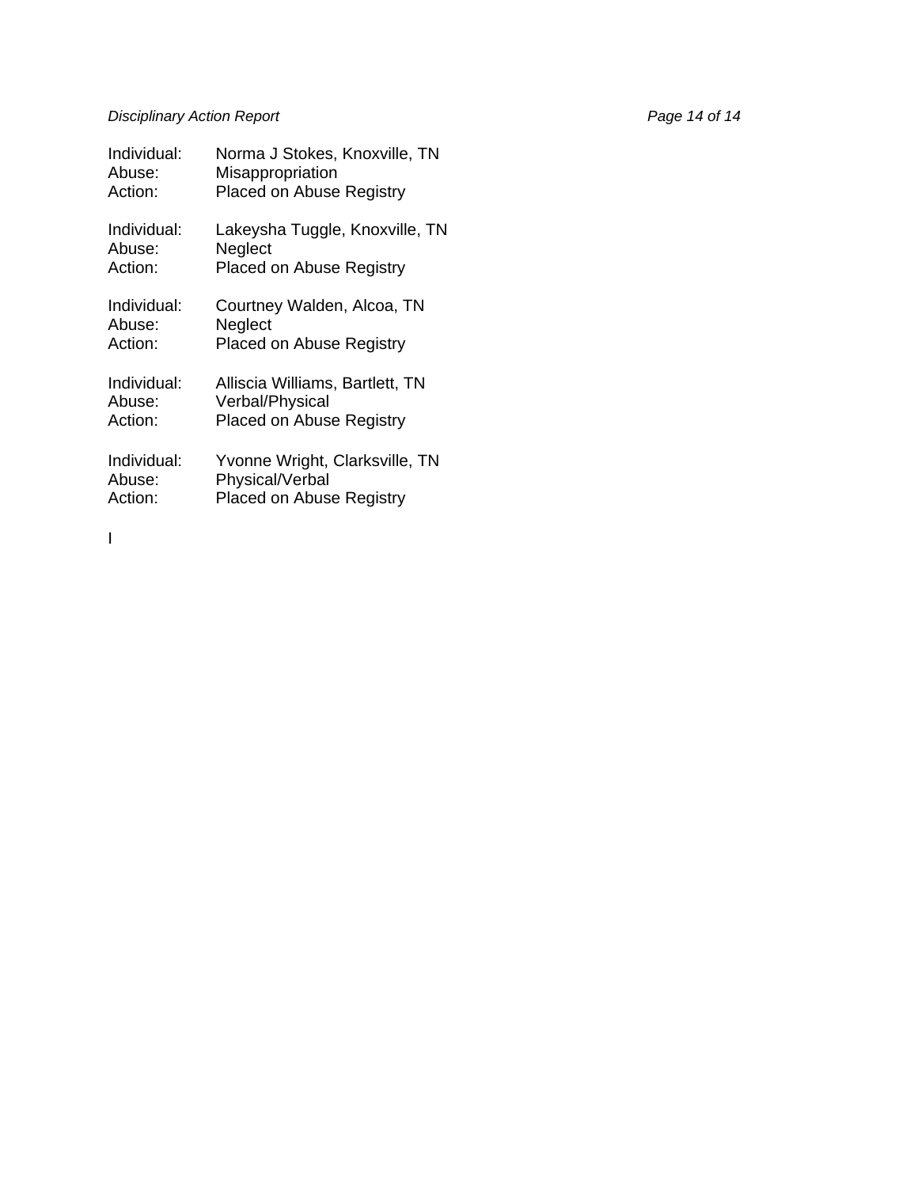Individual: Norma J Stokes, Knoxville, TN
Abuse: Misappropriation
Action: Placed on Abuse Registry

Individual: Lakeysha Tuggle, Knoxville, TN
Abuse: Neglect
Action: Placed on Abuse Registry

Individual: Courtney Walden, Alcoa, TN
Abuse: Neglect
Action: Placed on Abuse Registry

Individual: Alliscia Williams, Bartlett, TN
Abuse: Verbal/Physical
Action: Placed on Abuse Registry

Individual: Yvonne Wright, Clarksville, TN
Abuse: Physical/Verbal
Action: Placed on Abuse Registry

l